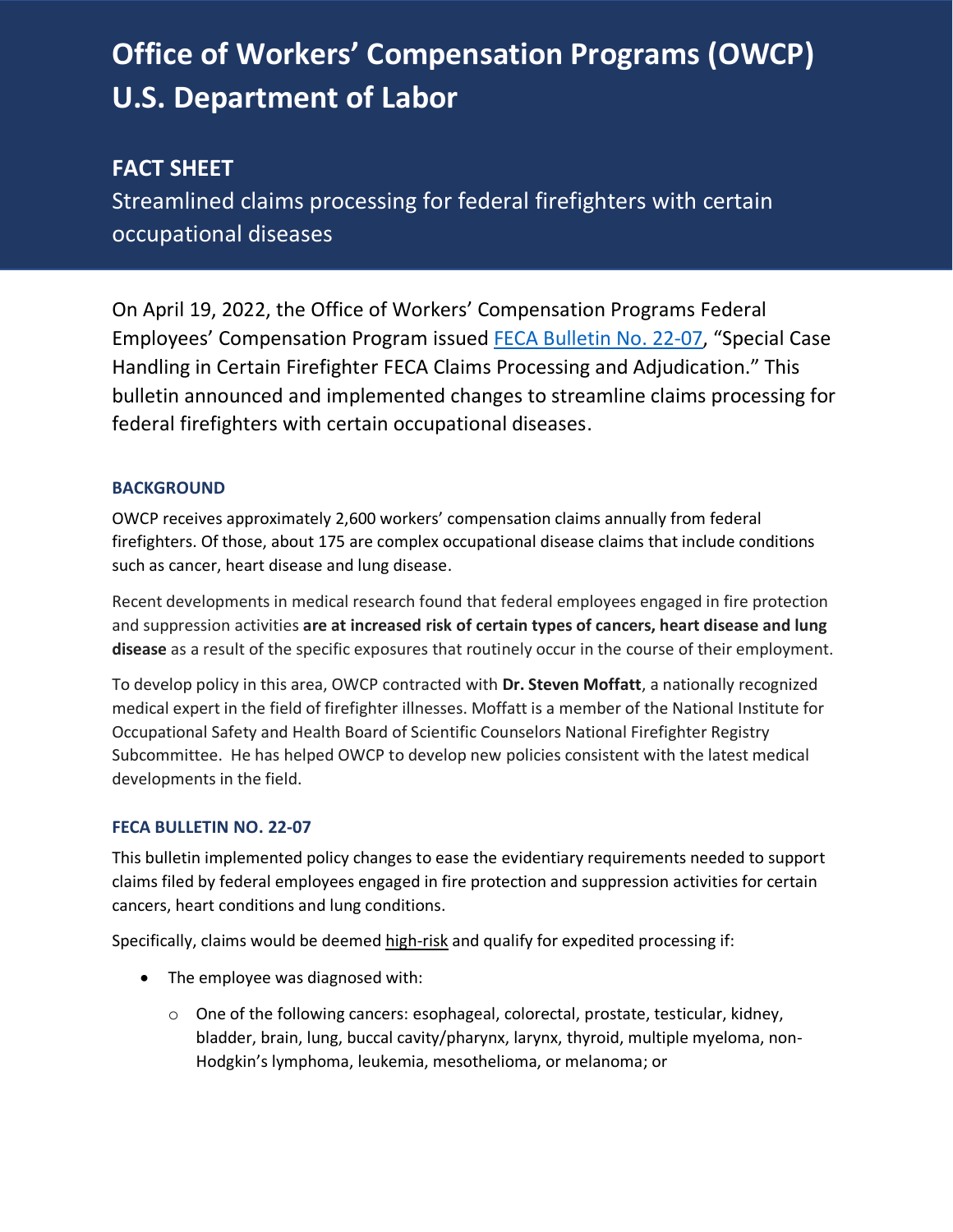# Office of Workers' Compensation Programs (OWCP) U.S. Department of Labor

## FACT SHEET

Streamlined claims processing for federal firefighters with certain occupational diseases

On April 19, 2022, the Office of Workers' Compensation Programs Federal Employees' Compensation Program issued [FECA Bulletin No. 22-07](), "Special Case Handling in Certain Firefighter FECA Claims Processing and Adjudication." This bulletin announced and implemented changes to streamline claims processing for federal firefighters with certain occupational diseases.

### BACKGROUND

OWCP receives approximately 2,600 workers' compensation claims annually from federal firefighters. Of those, about 175 are complex occupational disease claims that include conditions such as cancer, heart disease and lung disease.

Recent developments in medical research found that federal employees engaged in fire protection and suppression activities **are at increased risk of certain types of cancers, heart disease and lung disease** as a result of the specific exposures that routinely occur in the course of their employment.

To develop policy in this area, OWCP contracted with **Dr. Steven Moffatt**, a nationally recognized medical expert in the field of firefighter illnesses. Moffatt is a member of the National Institute for Occupational Safety and Health Board of Scientific Counselors National Firefighter Registry Subcommittee. He has helped OWCP to develop new policies consistent with the latest medical developments in the field.

### FECA BULLETIN NO. 22-07

This bulletin implemented policy changes to ease the evidentiary requirements needed to support claims filed by federal employees engaged in fire protection and suppression activities for certain cancers, heart conditions and lung conditions.

Specifically, claims would be deemed high-risk and qualify for expedited processing if:

- The employee was diagnosed with:
  - One of the following cancers: esophageal, colorectal, prostate, testicular, kidney, bladder, brain, lung, buccal cavity/pharynx, larynx, thyroid, multiple myeloma, non-Hodgkin's lymphoma, leukemia, mesothelioma, or melanoma; or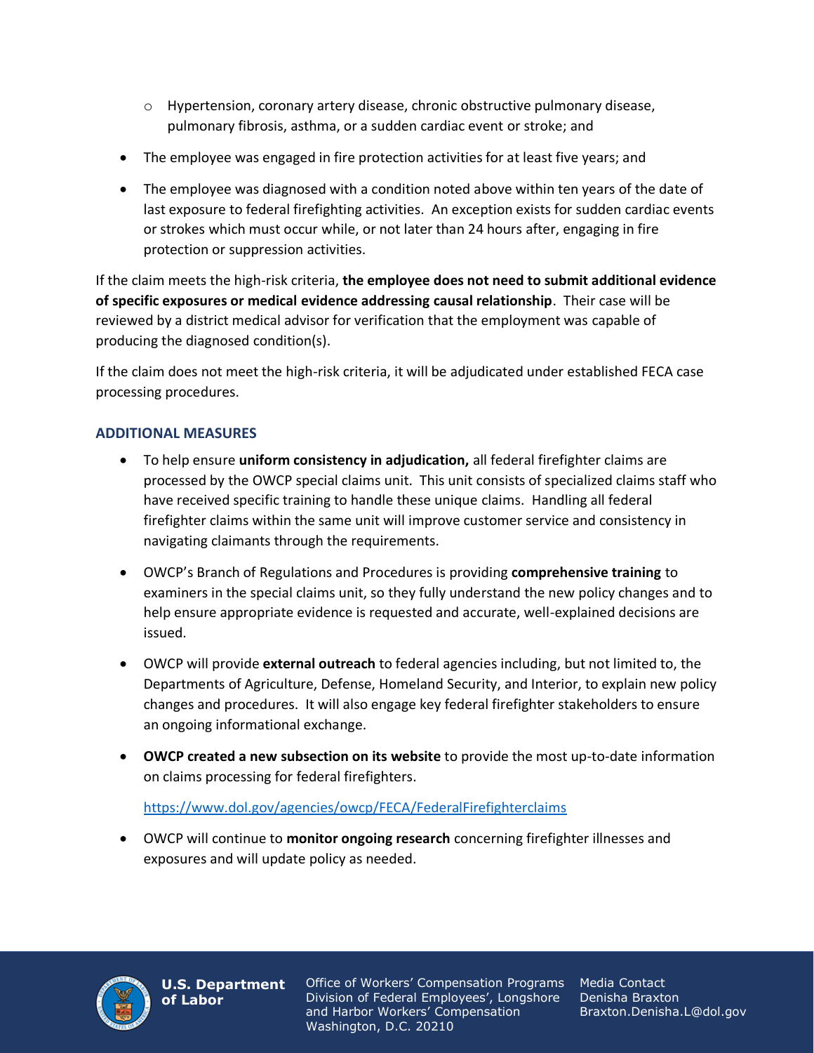- Hypertension, coronary artery disease, chronic obstructive pulmonary disease, pulmonary fibrosis, asthma, or a sudden cardiac event or stroke; and

- The employee was engaged in fire protection activities for at least five years; and
- The employee was diagnosed with a condition noted above within ten years of the date of last exposure to federal firefighting activities. An exception exists for sudden cardiac events or strokes which must occur while, or not later than 24 hours after, engaging in fire protection or suppression activities.

If the claim meets the high-risk criteria, **the employee does not need to submit additional evidence of specific exposures or medical evidence addressing causal relationship**. Their case will be reviewed by a district medical advisor for verification that the employment was capable of producing the diagnosed condition(s).

If the claim does not meet the high-risk criteria, it will be adjudicated under established FECA case processing procedures.

## ADDITIONAL MEASURES

- To help ensure **uniform consistency in adjudication,** all federal firefighter claims are processed by the OWCP special claims unit. This unit consists of specialized claims staff who have received specific training to handle these unique claims. Handling all federal firefighter claims within the same unit will improve customer service and consistency in navigating claimants through the requirements.
- OWCP's Branch of Regulations and Procedures is providing **comprehensive training** to examiners in the special claims unit, so they fully understand the new policy changes and to help ensure appropriate evidence is requested and accurate, well-explained decisions are issued.
- OWCP will provide **external outreach** to federal agencies including, but not limited to, the Departments of Agriculture, Defense, Homeland Security, and Interior, to explain new policy changes and procedures. It will also engage key federal firefighter stakeholders to ensure an ongoing informational exchange.
- **OWCP created a new subsection on its website** to provide the most up-to-date information on claims processing for federal firefighters.

  https://www.dol.gov/agencies/owcp/FECA/FederalFirefighterclaims
- OWCP will continue to **monitor ongoing research** concerning firefighter illnesses and exposures and will update policy as needed.

**U.S. Department of Labor**

Office of Workers' Compensation Programs
Division of Federal Employees', Longshore and Harbor Workers' Compensation
Washington, D.C. 20210

Media Contact
Denisha Braxton
Braxton.Denisha.L@dol.gov